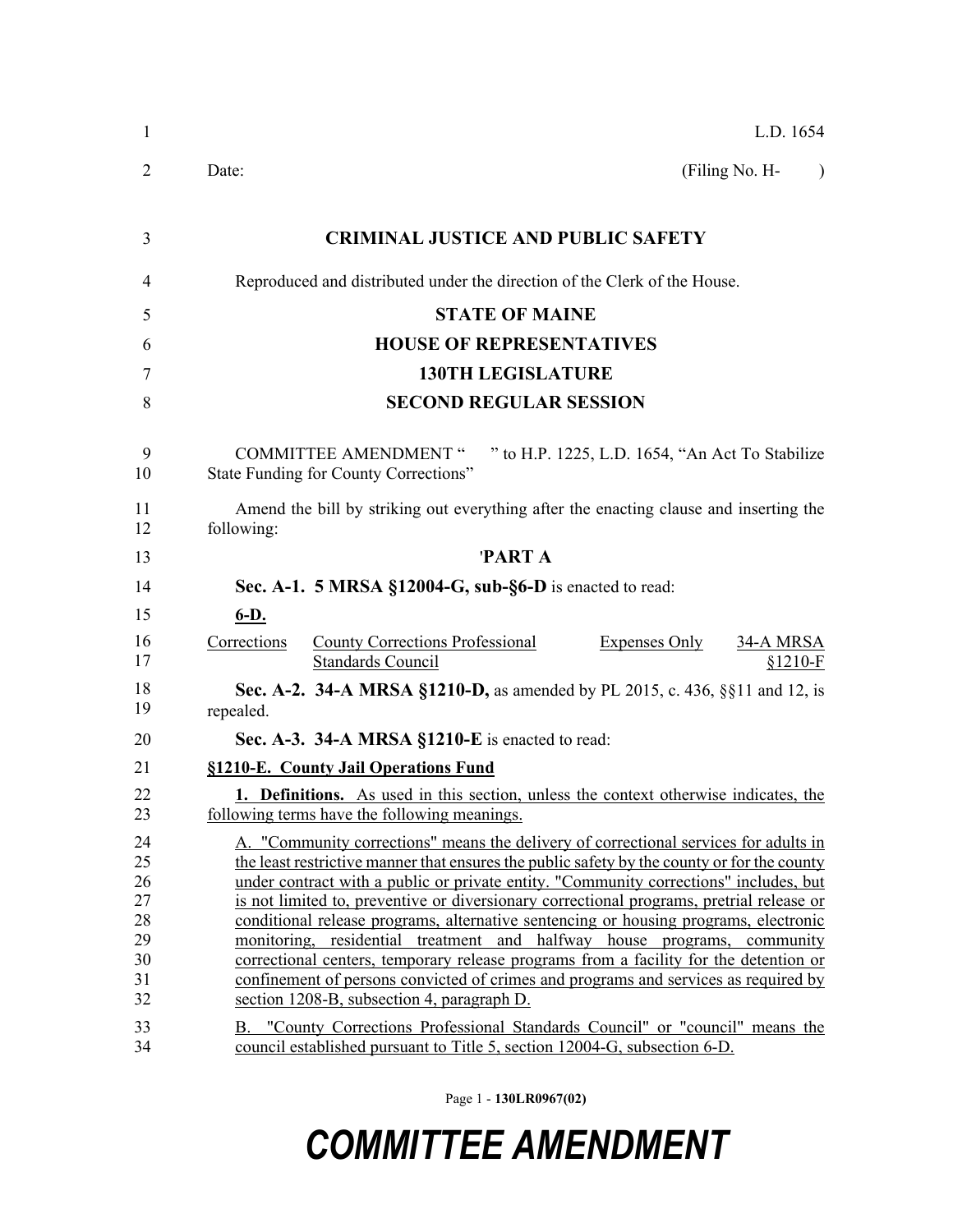L.D. 1654

Date: (Filing No. H- )

**CRIMINAL JUSTICE AND PUBLIC SAFETY**

Reproduced and distributed under the direction of the Clerk of the House.

**STATE OF MAINE**

**HOUSE OF REPRESENTATIVES**

**130TH LEGISLATURE**

**SECOND REGULAR SESSION**

COMMITTEE AMENDMENT " " to H.P. 1225, L.D. 1654, "An Act To Stabilize State Funding for County Corrections"

Amend the bill by striking out everything after the enacting clause and inserting the following:

**'PART A**

**Sec. A-1. 5 MRSA §12004-G, sub-§6-D** is enacted to read:

**6-D.**

| Corrections | County Corrections Professional Standards Council | Expenses Only | 34-A MRSA §1210-F |
|---|---|---|---|

**Sec. A-2. 34-A MRSA §1210-D,** as amended by PL 2015, c. 436, §§11 and 12, is repealed.

**Sec. A-3. 34-A MRSA §1210-E** is enacted to read:

**§1210-E. County Jail Operations Fund**

**1. Definitions.** As used in this section, unless the context otherwise indicates, the following terms have the following meanings.

A. "Community corrections" means the delivery of correctional services for adults in the least restrictive manner that ensures the public safety by the county or for the county under contract with a public or private entity. "Community corrections" includes, but is not limited to, preventive or diversionary correctional programs, pretrial release or conditional release programs, alternative sentencing or housing programs, electronic monitoring, residential treatment and halfway house programs, community correctional centers, temporary release programs from a facility for the detention or confinement of persons convicted of crimes and programs and services as required by section 1208-B, subsection 4, paragraph D.

B. "County Corrections Professional Standards Council" or "council" means the council established pursuant to Title 5, section 12004-G, subsection 6-D.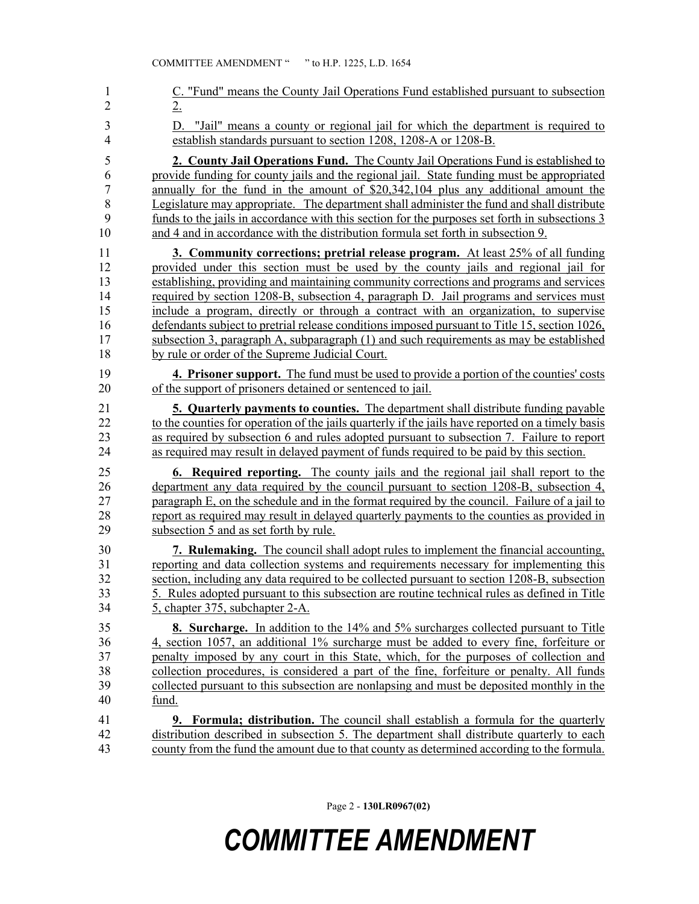C. "Fund" means the County Jail Operations Fund established pursuant to subsection 2.

D. "Jail" means a county or regional jail for which the department is required to establish standards pursuant to section 1208, 1208-A or 1208-B.

**2. County Jail Operations Fund.** The County Jail Operations Fund is established to provide funding for county jails and the regional jail. State funding must be appropriated annually for the fund in the amount of $20,342,104 plus any additional amount the Legislature may appropriate. The department shall administer the fund and shall distribute funds to the jails in accordance with this section for the purposes set forth in subsections 3 and 4 and in accordance with the distribution formula set forth in subsection 9.

**3. Community corrections; pretrial release program.** At least 25% of all funding provided under this section must be used by the county jails and regional jail for establishing, providing and maintaining community corrections and programs and services required by section 1208-B, subsection 4, paragraph D. Jail programs and services must include a program, directly or through a contract with an organization, to supervise defendants subject to pretrial release conditions imposed pursuant to Title 15, section 1026, subsection 3, paragraph A, subparagraph (1) and such requirements as may be established by rule or order of the Supreme Judicial Court.

**4. Prisoner support.** The fund must be used to provide a portion of the counties' costs of the support of prisoners detained or sentenced to jail.

**5. Quarterly payments to counties.** The department shall distribute funding payable to the counties for operation of the jails quarterly if the jails have reported on a timely basis as required by subsection 6 and rules adopted pursuant to subsection 7. Failure to report as required may result in delayed payment of funds required to be paid by this section.

**6. Required reporting.** The county jails and the regional jail shall report to the department any data required by the council pursuant to section 1208-B, subsection 4, paragraph E, on the schedule and in the format required by the council. Failure of a jail to report as required may result in delayed quarterly payments to the counties as provided in subsection 5 and as set forth by rule.

**7. Rulemaking.** The council shall adopt rules to implement the financial accounting, reporting and data collection systems and requirements necessary for implementing this section, including any data required to be collected pursuant to section 1208-B, subsection 5. Rules adopted pursuant to this subsection are routine technical rules as defined in Title 5, chapter 375, subchapter 2-A.

**8. Surcharge.** In addition to the 14% and 5% surcharges collected pursuant to Title 4, section 1057, an additional 1% surcharge must be added to every fine, forfeiture or penalty imposed by any court in this State, which, for the purposes of collection and collection procedures, is considered a part of the fine, forfeiture or penalty. All funds collected pursuant to this subsection are nonlapsing and must be deposited monthly in the fund.

**9. Formula; distribution.** The council shall establish a formula for the quarterly distribution described in subsection 5. The department shall distribute quarterly to each county from the fund the amount due to that county as determined according to the formula.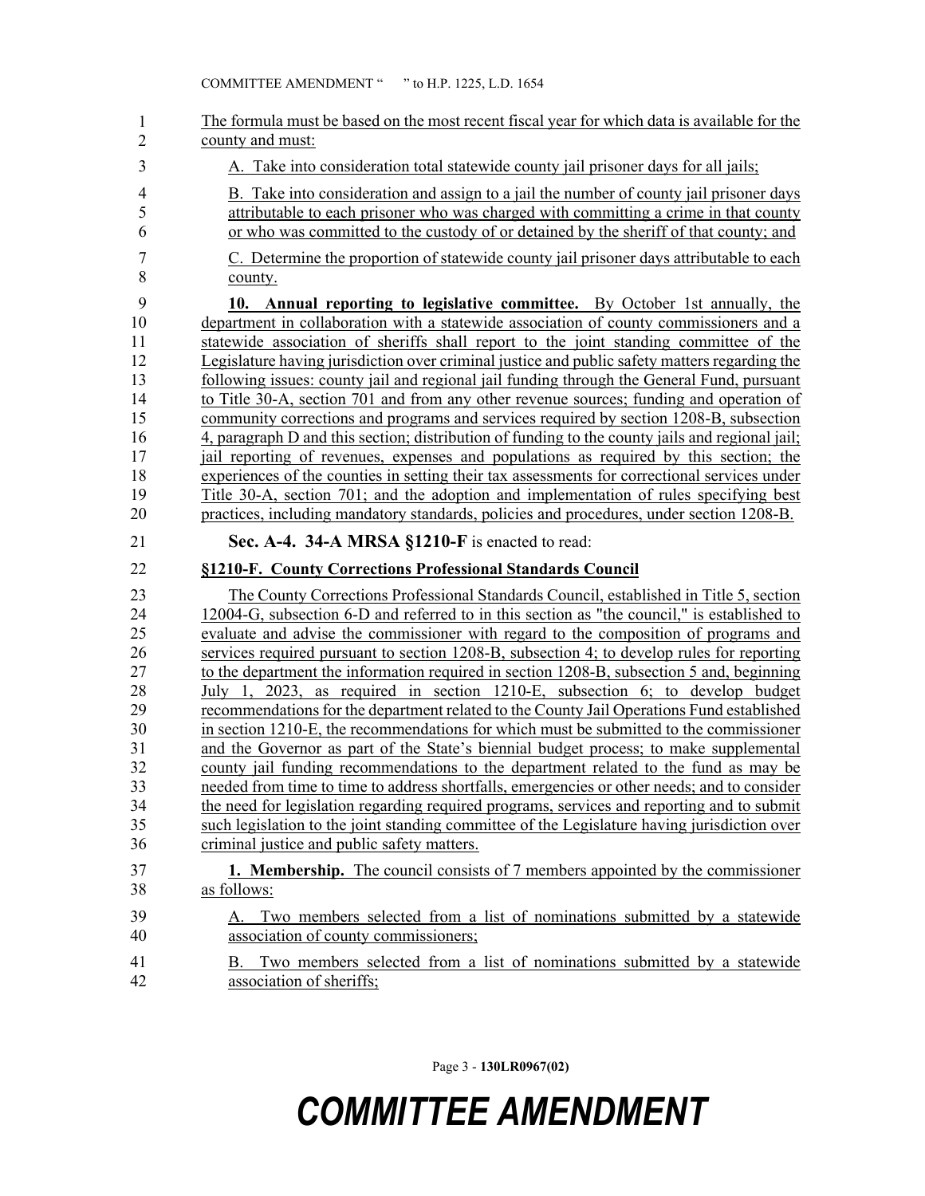The formula must be based on the most recent fiscal year for which data is available for the county and must:

A. Take into consideration total statewide county jail prisoner days for all jails;

B. Take into consideration and assign to a jail the number of county jail prisoner days attributable to each prisoner who was charged with committing a crime in that county or who was committed to the custody of or detained by the sheriff of that county; and

C. Determine the proportion of statewide county jail prisoner days attributable to each county.

**10. Annual reporting to legislative committee.** By October 1st annually, the department in collaboration with a statewide association of county commissioners and a statewide association of sheriffs shall report to the joint standing committee of the Legislature having jurisdiction over criminal justice and public safety matters regarding the following issues: county jail and regional jail funding through the General Fund, pursuant to Title 30-A, section 701 and from any other revenue sources; funding and operation of community corrections and programs and services required by section 1208-B, subsection 4, paragraph D and this section; distribution of funding to the county jails and regional jail; jail reporting of revenues, expenses and populations as required by this section; the experiences of the counties in setting their tax assessments for correctional services under Title 30-A, section 701; and the adoption and implementation of rules specifying best practices, including mandatory standards, policies and procedures, under section 1208-B.

**Sec. A-4. 34-A MRSA §1210-F** is enacted to read:

**§1210-F. County Corrections Professional Standards Council**

The County Corrections Professional Standards Council, established in Title 5, section 12004-G, subsection 6-D and referred to in this section as "the council," is established to evaluate and advise the commissioner with regard to the composition of programs and services required pursuant to section 1208-B, subsection 4; to develop rules for reporting to the department the information required in section 1208-B, subsection 5 and, beginning July 1, 2023, as required in section 1210-E, subsection 6; to develop budget recommendations for the department related to the County Jail Operations Fund established in section 1210-E, the recommendations for which must be submitted to the commissioner and the Governor as part of the State's biennial budget process; to make supplemental county jail funding recommendations to the department related to the fund as may be needed from time to time to address shortfalls, emergencies or other needs; and to consider the need for legislation regarding required programs, services and reporting and to submit such legislation to the joint standing committee of the Legislature having jurisdiction over criminal justice and public safety matters.

**1. Membership.** The council consists of 7 members appointed by the commissioner as follows:

A. Two members selected from a list of nominations submitted by a statewide association of county commissioners;

B. Two members selected from a list of nominations submitted by a statewide association of sheriffs;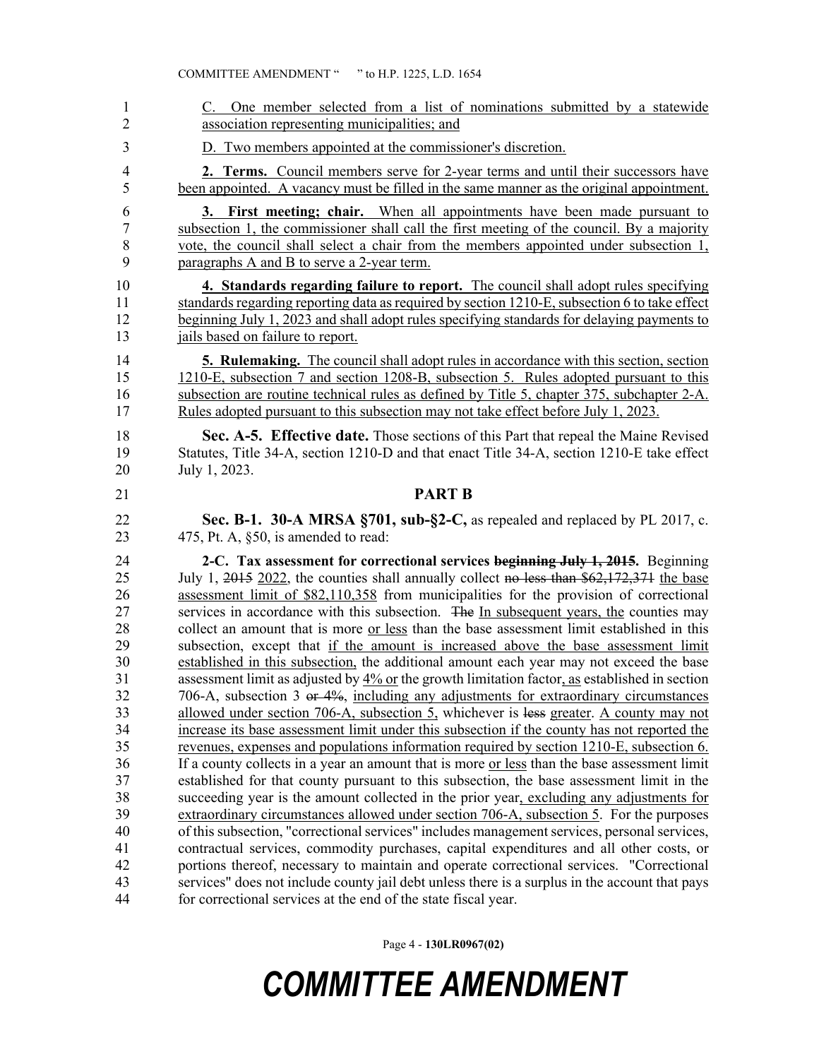C. One member selected from a list of nominations submitted by a statewide association representing municipalities; and

D. Two members appointed at the commissioner's discretion.

**2. Terms.** Council members serve for 2-year terms and until their successors have been appointed. A vacancy must be filled in the same manner as the original appointment.

**3. First meeting; chair.** When all appointments have been made pursuant to subsection 1, the commissioner shall call the first meeting of the council. By a majority vote, the council shall select a chair from the members appointed under subsection 1, paragraphs A and B to serve a 2-year term.

**4. Standards regarding failure to report.** The council shall adopt rules specifying standards regarding reporting data as required by section 1210-E, subsection 6 to take effect beginning July 1, 2023 and shall adopt rules specifying standards for delaying payments to jails based on failure to report.

**5. Rulemaking.** The council shall adopt rules in accordance with this section, section 1210-E, subsection 7 and section 1208-B, subsection 5. Rules adopted pursuant to this subsection are routine technical rules as defined by Title 5, chapter 375, subchapter 2-A. Rules adopted pursuant to this subsection may not take effect before July 1, 2023.

**Sec. A-5. Effective date.** Those sections of this Part that repeal the Maine Revised Statutes, Title 34-A, section 1210-D and that enact Title 34-A, section 1210-E take effect July 1, 2023.

## PART B

**Sec. B-1. 30-A MRSA §701, sub-§2-C,** as repealed and replaced by PL 2017, c. 475, Pt. A, §50, is amended to read:

**2-C. Tax assessment for correctional services ~~beginning July 1, 2015~~.** Beginning July 1, ~~2015~~ 2022, the counties shall annually collect ~~no less than \$62,172,371~~ the base assessment limit of \$82,110,358 from municipalities for the provision of correctional services in accordance with this subsection. ~~The~~ In subsequent years, the counties may collect an amount that is more or less than the base assessment limit established in this subsection, except that if the amount is increased above the base assessment limit established in this subsection, the additional amount each year may not exceed the base assessment limit as adjusted by 4% or the growth limitation factor, as established in section 706-A, subsection 3 ~~or 4%~~, including any adjustments for extraordinary circumstances allowed under section 706-A, subsection 5, whichever is ~~less~~ greater. A county may not increase its base assessment limit under this subsection if the county has not reported the revenues, expenses and populations information required by section 1210-E, subsection 6. If a county collects in a year an amount that is more or less than the base assessment limit established for that county pursuant to this subsection, the base assessment limit in the succeeding year is the amount collected in the prior year, excluding any adjustments for extraordinary circumstances allowed under section 706-A, subsection 5. For the purposes of this subsection, "correctional services" includes management services, personal services, contractual services, commodity purchases, capital expenditures and all other costs, or portions thereof, necessary to maintain and operate correctional services. "Correctional services" does not include county jail debt unless there is a surplus in the account that pays for correctional services at the end of the state fiscal year.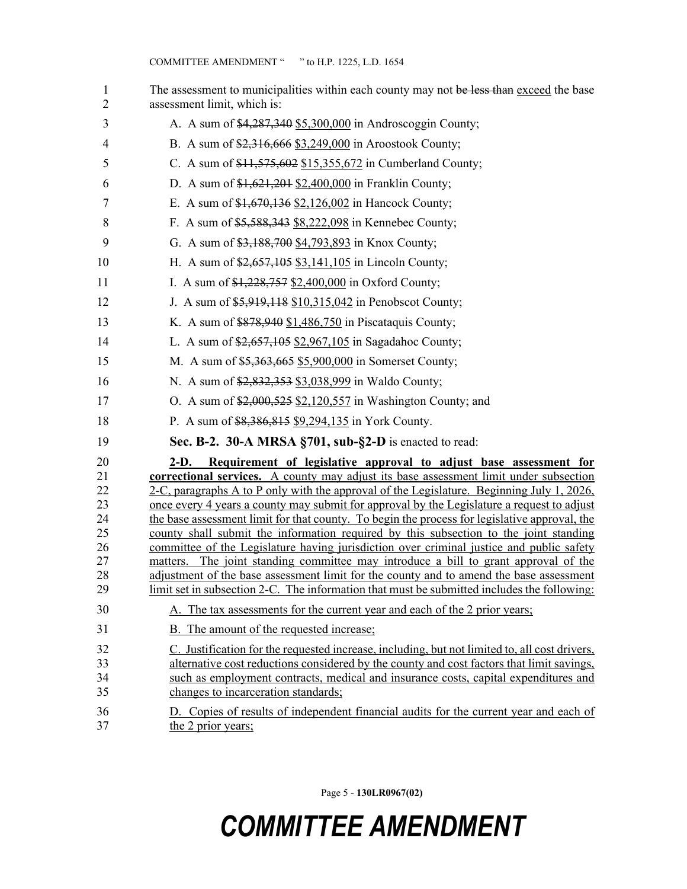The assessment to municipalities within each county may not ~~be less than~~ exceed the base assessment limit, which is:

A. A sum of ~~$4,287,340~~ $5,300,000 in Androscoggin County;

B. A sum of ~~$2,316,666~~ $3,249,000 in Aroostook County;

C. A sum of ~~$11,575,602~~ $15,355,672 in Cumberland County;

D. A sum of ~~$1,621,201~~ $2,400,000 in Franklin County;

E. A sum of ~~$1,670,136~~ $2,126,002 in Hancock County;

F. A sum of ~~$5,588,343~~ $8,222,098 in Kennebec County;

G. A sum of ~~$3,188,700~~ $4,793,893 in Knox County;

H. A sum of ~~$2,657,105~~ $3,141,105 in Lincoln County;

I. A sum of ~~$1,228,757~~ $2,400,000 in Oxford County;

J. A sum of ~~$5,919,118~~ $10,315,042 in Penobscot County;

K. A sum of ~~$878,940~~ $1,486,750 in Piscataquis County;

L. A sum of ~~$2,657,105~~ $2,967,105 in Sagadahoc County;

M. A sum of ~~$5,363,665~~ $5,900,000 in Somerset County;

N. A sum of ~~$2,832,353~~ $3,038,999 in Waldo County;

O. A sum of ~~$2,000,525~~ $2,120,557 in Washington County; and

P. A sum of ~~$8,386,815~~ $9,294,135 in York County.

**Sec. B-2. 30-A MRSA §701, sub-§2-D** is enacted to read:

**2-D. Requirement of legislative approval to adjust base assessment for correctional services.** A county may adjust its base assessment limit under subsection 2-C, paragraphs A to P only with the approval of the Legislature. Beginning July 1, 2026, once every 4 years a county may submit for approval by the Legislature a request to adjust the base assessment limit for that county. To begin the process for legislative approval, the county shall submit the information required by this subsection to the joint standing committee of the Legislature having jurisdiction over criminal justice and public safety matters. The joint standing committee may introduce a bill to grant approval of the adjustment of the base assessment limit for the county and to amend the base assessment limit set in subsection 2-C. The information that must be submitted includes the following:

A. The tax assessments for the current year and each of the 2 prior years;

B. The amount of the requested increase;

C. Justification for the requested increase, including, but not limited to, all cost drivers, alternative cost reductions considered by the county and cost factors that limit savings, such as employment contracts, medical and insurance costs, capital expenditures and changes to incarceration standards;

D. Copies of results of independent financial audits for the current year and each of the 2 prior years;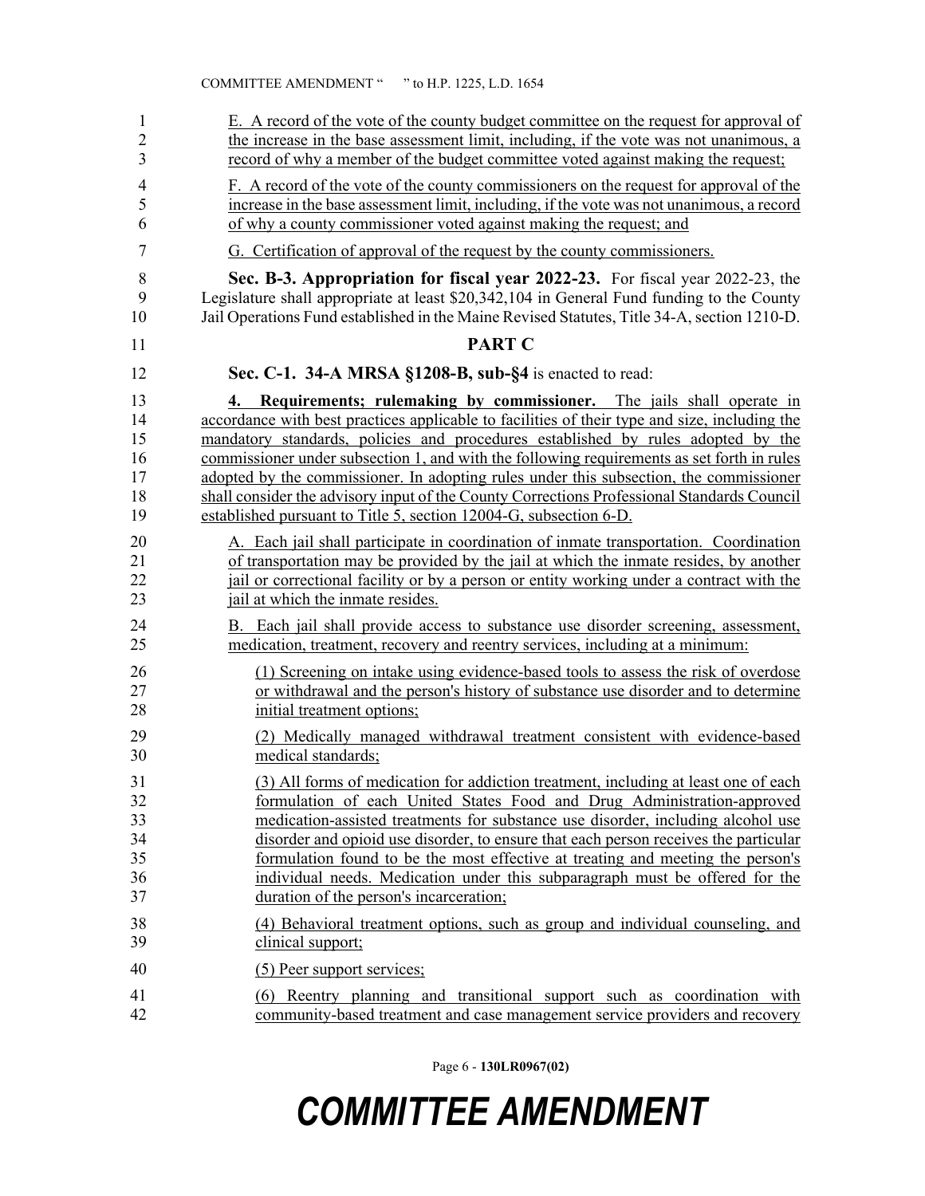E. A record of the vote of the county budget committee on the request for approval of the increase in the base assessment limit, including, if the vote was not unanimous, a record of why a member of the budget committee voted against making the request;

F. A record of the vote of the county commissioners on the request for approval of the increase in the base assessment limit, including, if the vote was not unanimous, a record of why a county commissioner voted against making the request; and

G. Certification of approval of the request by the county commissioners.

**Sec. B-3. Appropriation for fiscal year 2022-23.** For fiscal year 2022-23, the Legislature shall appropriate at least $20,342,104 in General Fund funding to the County Jail Operations Fund established in the Maine Revised Statutes, Title 34-A, section 1210-D.

## PART C

**Sec. C-1. 34-A MRSA §1208-B, sub-§4** is enacted to read:

**4. Requirements; rulemaking by commissioner.** The jails shall operate in accordance with best practices applicable to facilities of their type and size, including the mandatory standards, policies and procedures established by rules adopted by the commissioner under subsection 1, and with the following requirements as set forth in rules adopted by the commissioner. In adopting rules under this subsection, the commissioner shall consider the advisory input of the County Corrections Professional Standards Council established pursuant to Title 5, section 12004-G, subsection 6-D.

A. Each jail shall participate in coordination of inmate transportation. Coordination of transportation may be provided by the jail at which the inmate resides, by another jail or correctional facility or by a person or entity working under a contract with the jail at which the inmate resides.

B. Each jail shall provide access to substance use disorder screening, assessment, medication, treatment, recovery and reentry services, including at a minimum:

(1) Screening on intake using evidence-based tools to assess the risk of overdose or withdrawal and the person's history of substance use disorder and to determine initial treatment options;

(2) Medically managed withdrawal treatment consistent with evidence-based medical standards;

(3) All forms of medication for addiction treatment, including at least one of each formulation of each United States Food and Drug Administration-approved medication-assisted treatments for substance use disorder, including alcohol use disorder and opioid use disorder, to ensure that each person receives the particular formulation found to be the most effective at treating and meeting the person's individual needs. Medication under this subparagraph must be offered for the duration of the person's incarceration;

(4) Behavioral treatment options, such as group and individual counseling, and clinical support;

(5) Peer support services;

(6) Reentry planning and transitional support such as coordination with community-based treatment and case management service providers and recovery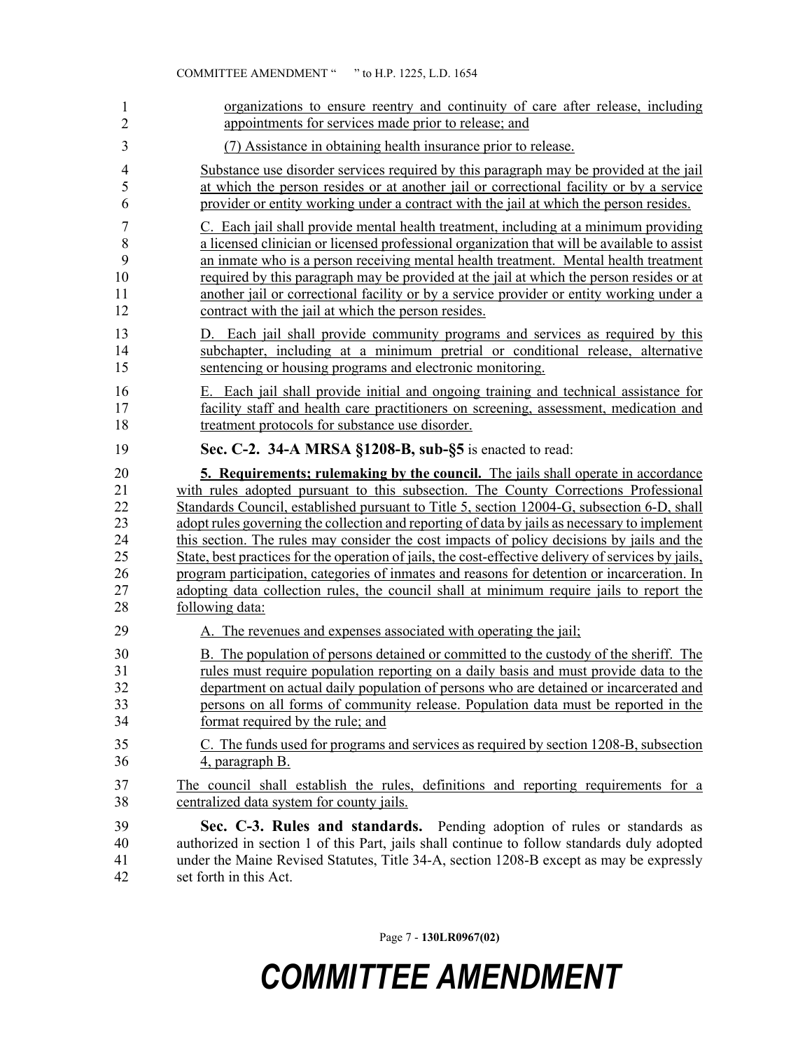organizations to ensure reentry and continuity of care after release, including appointments for services made prior to release; and

(7) Assistance in obtaining health insurance prior to release.

Substance use disorder services required by this paragraph may be provided at the jail at which the person resides or at another jail or correctional facility or by a service provider or entity working under a contract with the jail at which the person resides.

C. Each jail shall provide mental health treatment, including at a minimum providing a licensed clinician or licensed professional organization that will be available to assist an inmate who is a person receiving mental health treatment. Mental health treatment required by this paragraph may be provided at the jail at which the person resides or at another jail or correctional facility or by a service provider or entity working under a contract with the jail at which the person resides.

D. Each jail shall provide community programs and services as required by this subchapter, including at a minimum pretrial or conditional release, alternative sentencing or housing programs and electronic monitoring.

E. Each jail shall provide initial and ongoing training and technical assistance for facility staff and health care practitioners on screening, assessment, medication and treatment protocols for substance use disorder.

**Sec. C-2. 34-A MRSA §1208-B, sub-§5** is enacted to read:

**5. Requirements; rulemaking by the council.** The jails shall operate in accordance with rules adopted pursuant to this subsection. The County Corrections Professional Standards Council, established pursuant to Title 5, section 12004-G, subsection 6-D, shall adopt rules governing the collection and reporting of data by jails as necessary to implement this section. The rules may consider the cost impacts of policy decisions by jails and the State, best practices for the operation of jails, the cost-effective delivery of services by jails, program participation, categories of inmates and reasons for detention or incarceration. In adopting data collection rules, the council shall at minimum require jails to report the following data:

A. The revenues and expenses associated with operating the jail;

B. The population of persons detained or committed to the custody of the sheriff. The rules must require population reporting on a daily basis and must provide data to the department on actual daily population of persons who are detained or incarcerated and persons on all forms of community release. Population data must be reported in the format required by the rule; and

C. The funds used for programs and services as required by section 1208-B, subsection 4, paragraph B.

The council shall establish the rules, definitions and reporting requirements for a centralized data system for county jails.

**Sec. C-3. Rules and standards.** Pending adoption of rules or standards as authorized in section 1 of this Part, jails shall continue to follow standards duly adopted under the Maine Revised Statutes, Title 34-A, section 1208-B except as may be expressly set forth in this Act.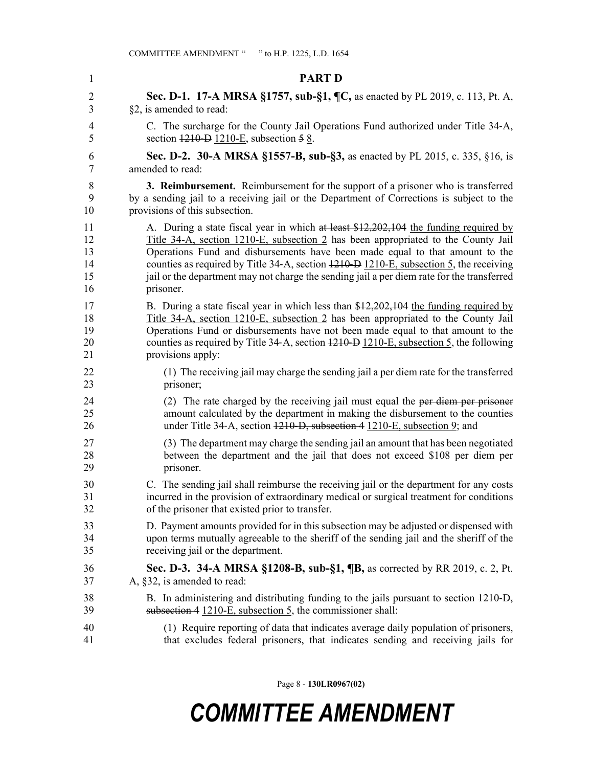## PART D

**Sec. D-1. 17-A MRSA §1757, sub-§1, ¶C,** as enacted by PL 2019, c. 113, Pt. A, §2, is amended to read:

C. The surcharge for the County Jail Operations Fund authorized under Title 34-A, section ~~1210-D~~ 1210-E, subsection ~~5~~ 8.

**Sec. D-2. 30-A MRSA §1557-B, sub-§3,** as enacted by PL 2015, c. 335, §16, is amended to read:

**3. Reimbursement.** Reimbursement for the support of a prisoner who is transferred by a sending jail to a receiving jail or the Department of Corrections is subject to the provisions of this subsection.

A. During a state fiscal year in which ~~at least $12,202,104~~ the funding required by Title 34-A, section 1210-E, subsection 2 has been appropriated to the County Jail Operations Fund and disbursements have been made equal to that amount to the counties as required by Title 34-A, section ~~1210-D~~ 1210-E, subsection 5, the receiving jail or the department may not charge the sending jail a per diem rate for the transferred prisoner.

B. During a state fiscal year in which less than ~~$12,202,104~~ the funding required by Title 34-A, section 1210-E, subsection 2 has been appropriated to the County Jail Operations Fund or disbursements have not been made equal to that amount to the counties as required by Title 34-A, section ~~1210-D~~ 1210-E, subsection 5, the following provisions apply:

(1) The receiving jail may charge the sending jail a per diem rate for the transferred prisoner;

(2) The rate charged by the receiving jail must equal the ~~per diem per prisoner~~ amount calculated by the department in making the disbursement to the counties under Title 34-A, section ~~1210-D, subsection 4~~ 1210-E, subsection 9; and

(3) The department may charge the sending jail an amount that has been negotiated between the department and the jail that does not exceed $108 per diem per prisoner.

C. The sending jail shall reimburse the receiving jail or the department for any costs incurred in the provision of extraordinary medical or surgical treatment for conditions of the prisoner that existed prior to transfer.

D. Payment amounts provided for in this subsection may be adjusted or dispensed with upon terms mutually agreeable to the sheriff of the sending jail and the sheriff of the receiving jail or the department.

**Sec. D-3. 34-A MRSA §1208-B, sub-§1, ¶B,** as corrected by RR 2019, c. 2, Pt. A, §32, is amended to read:

B. In administering and distributing funding to the jails pursuant to section ~~1210-D, subsection 4~~ 1210-E, subsection 5, the commissioner shall:

(1) Require reporting of data that indicates average daily population of prisoners, that excludes federal prisoners, that indicates sending and receiving jails for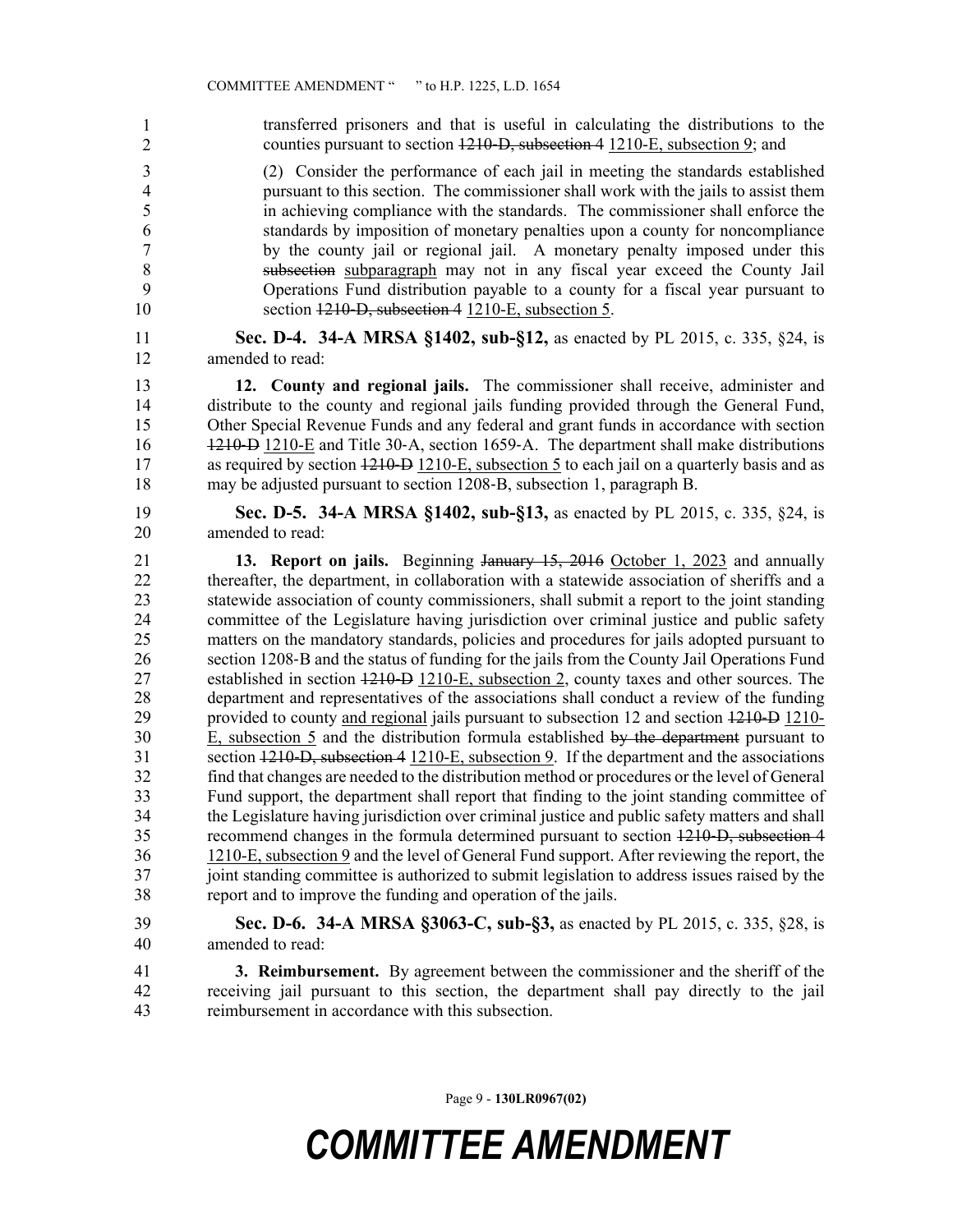transferred prisoners and that is useful in calculating the distributions to the counties pursuant to section ~~1210-D, subsection 4~~ 1210-E, subsection 9; and

(2) Consider the performance of each jail in meeting the standards established pursuant to this section. The commissioner shall work with the jails to assist them in achieving compliance with the standards. The commissioner shall enforce the standards by imposition of monetary penalties upon a county for noncompliance by the county jail or regional jail. A monetary penalty imposed under this ~~subsection~~ subparagraph may not in any fiscal year exceed the County Jail Operations Fund distribution payable to a county for a fiscal year pursuant to section ~~1210-D, subsection 4~~ 1210-E, subsection 5.

**Sec. D-4. 34-A MRSA §1402, sub-§12,** as enacted by PL 2015, c. 335, §24, is amended to read:

**12. County and regional jails.** The commissioner shall receive, administer and distribute to the county and regional jails funding provided through the General Fund, Other Special Revenue Funds and any federal and grant funds in accordance with section ~~1210-D~~ 1210-E and Title 30-A, section 1659-A. The department shall make distributions as required by section ~~1210-D~~ 1210-E, subsection 5 to each jail on a quarterly basis and as may be adjusted pursuant to section 1208-B, subsection 1, paragraph B.

**Sec. D-5. 34-A MRSA §1402, sub-§13,** as enacted by PL 2015, c. 335, §24, is amended to read:

**13. Report on jails.** Beginning ~~January 15, 2016~~ October 1, 2023 and annually thereafter, the department, in collaboration with a statewide association of sheriffs and a statewide association of county commissioners, shall submit a report to the joint standing committee of the Legislature having jurisdiction over criminal justice and public safety matters on the mandatory standards, policies and procedures for jails adopted pursuant to section 1208-B and the status of funding for the jails from the County Jail Operations Fund established in section ~~1210-D~~ 1210-E, subsection 2, county taxes and other sources. The department and representatives of the associations shall conduct a review of the funding provided to county and regional jails pursuant to subsection 12 and section ~~1210-D~~ 1210-E, subsection 5 and the distribution formula established ~~by the department~~ pursuant to section ~~1210-D, subsection 4~~ 1210-E, subsection 9. If the department and the associations find that changes are needed to the distribution method or procedures or the level of General Fund support, the department shall report that finding to the joint standing committee of the Legislature having jurisdiction over criminal justice and public safety matters and shall recommend changes in the formula determined pursuant to section ~~1210-D, subsection 4~~ 1210-E, subsection 9 and the level of General Fund support. After reviewing the report, the joint standing committee is authorized to submit legislation to address issues raised by the report and to improve the funding and operation of the jails.

**Sec. D-6. 34-A MRSA §3063-C, sub-§3,** as enacted by PL 2015, c. 335, §28, is amended to read:

**3. Reimbursement.** By agreement between the commissioner and the sheriff of the receiving jail pursuant to this section, the department shall pay directly to the jail reimbursement in accordance with this subsection.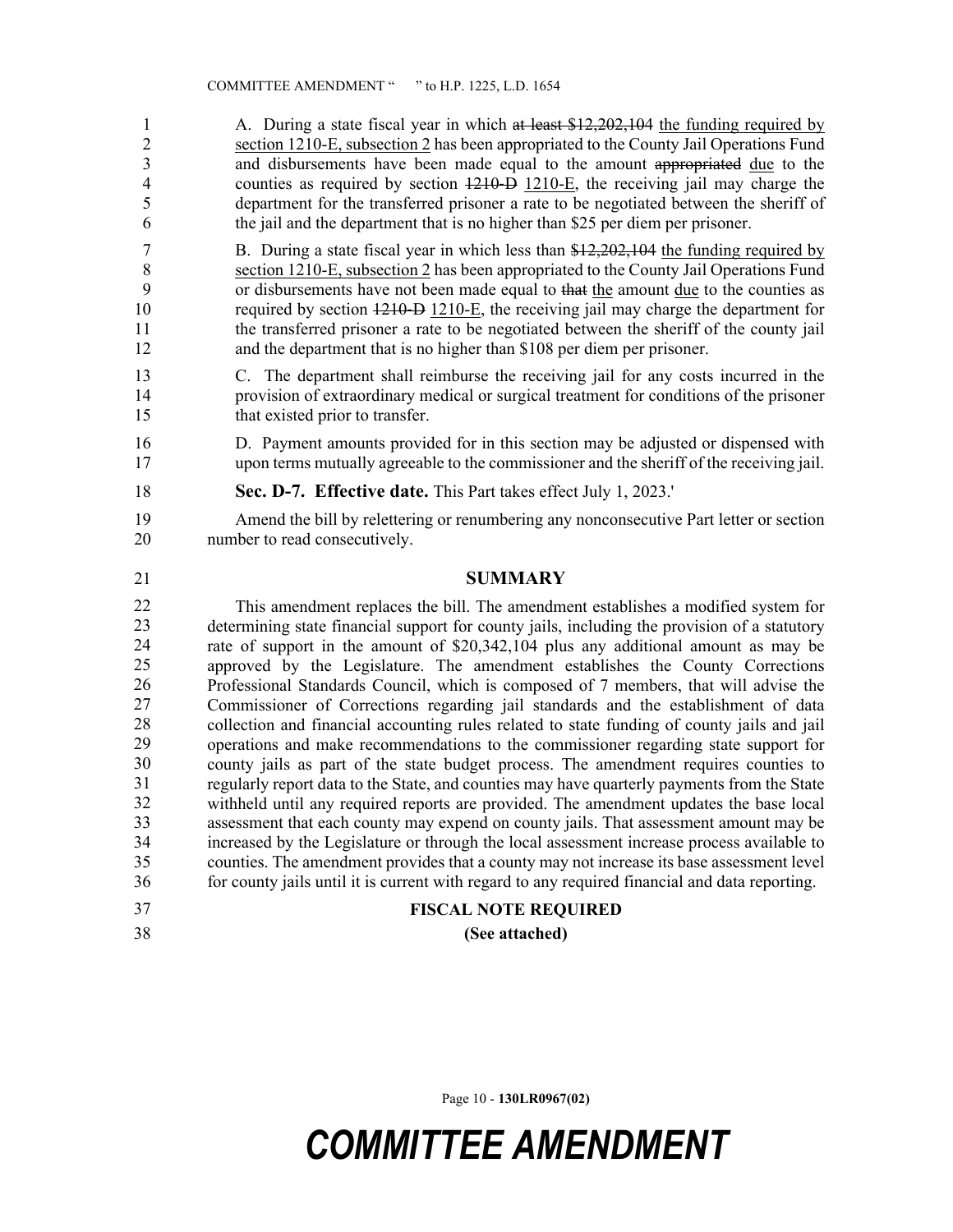A. During a state fiscal year in which ~~at least $12,202,104~~ <u>the funding required by section 1210-E, subsection 2</u> has been appropriated to the County Jail Operations Fund and disbursements have been made equal to the amount ~~appropriated~~ <u>due</u> to the counties as required by section ~~1210-D~~ <u>1210-E</u>, the receiving jail may charge the department for the transferred prisoner a rate to be negotiated between the sheriff of the jail and the department that is no higher than $25 per diem per prisoner.

B. During a state fiscal year in which less than ~~$12,202,104~~ <u>the funding required by section 1210-E, subsection 2</u> has been appropriated to the County Jail Operations Fund or disbursements have not been made equal to ~~that~~ <u>the</u> amount <u>due</u> to the counties as required by section ~~1210-D~~ <u>1210-E</u>, the receiving jail may charge the department for the transferred prisoner a rate to be negotiated between the sheriff of the county jail and the department that is no higher than $108 per diem per prisoner.

C. The department shall reimburse the receiving jail for any costs incurred in the provision of extraordinary medical or surgical treatment for conditions of the prisoner that existed prior to transfer.

D. Payment amounts provided for in this section may be adjusted or dispensed with upon terms mutually agreeable to the commissioner and the sheriff of the receiving jail.

**Sec. D-7. Effective date.** This Part takes effect July 1, 2023.'

Amend the bill by relettering or renumbering any nonconsecutive Part letter or section number to read consecutively.

## SUMMARY

This amendment replaces the bill. The amendment establishes a modified system for determining state financial support for county jails, including the provision of a statutory rate of support in the amount of $20,342,104 plus any additional amount as may be approved by the Legislature. The amendment establishes the County Corrections Professional Standards Council, which is composed of 7 members, that will advise the Commissioner of Corrections regarding jail standards and the establishment of data collection and financial accounting rules related to state funding of county jails and jail operations and make recommendations to the commissioner regarding state support for county jails as part of the state budget process. The amendment requires counties to regularly report data to the State, and counties may have quarterly payments from the State withheld until any required reports are provided. The amendment updates the base local assessment that each county may expend on county jails. That assessment amount may be increased by the Legislature or through the local assessment increase process available to counties. The amendment provides that a county may not increase its base assessment level for county jails until it is current with regard to any required financial and data reporting.

**FISCAL NOTE REQUIRED**

**(See attached)**